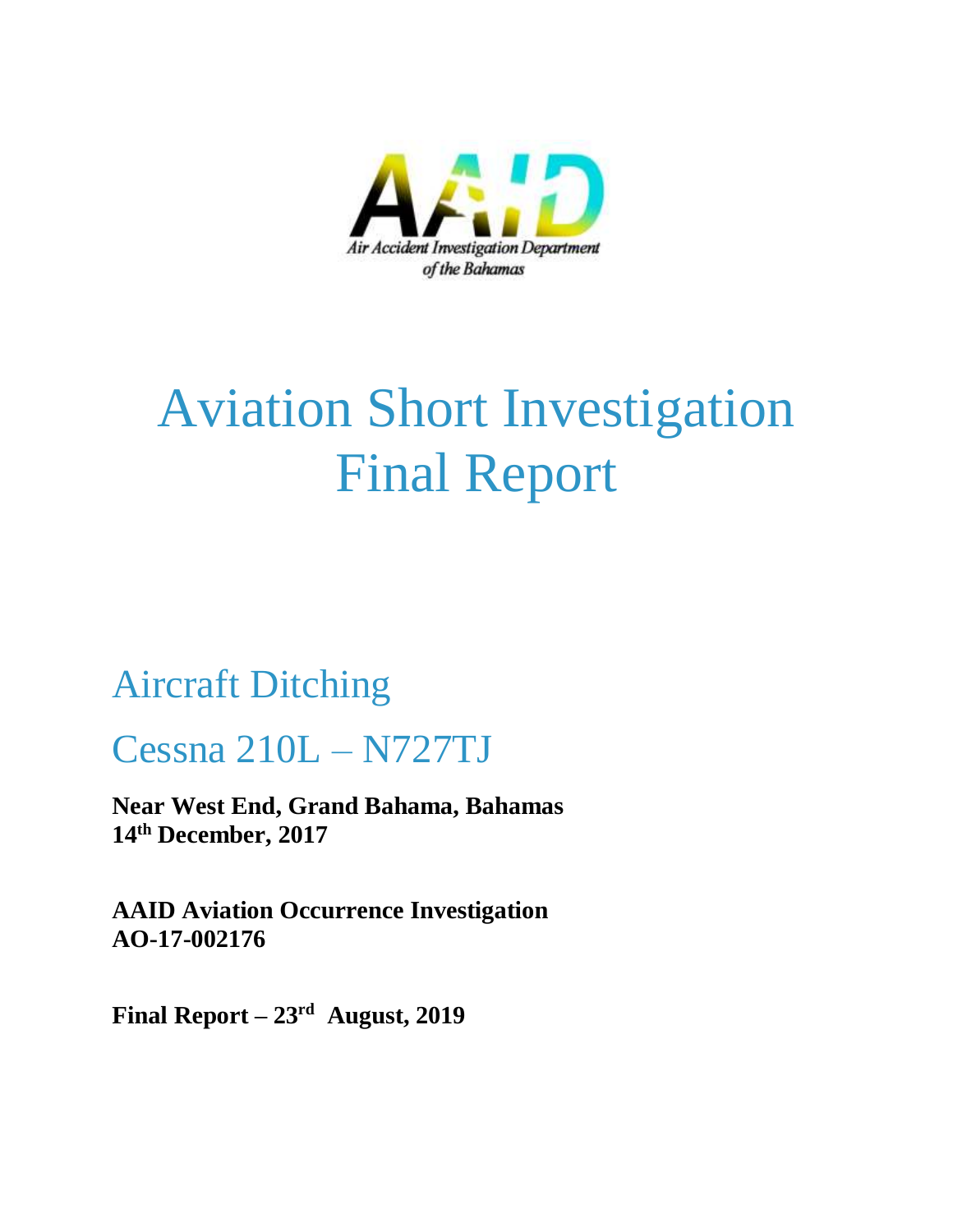AAID

Air Accident Investigation Department of the Bahamas

# Aviation Short Investigation Final Report

## Aircraft Ditching

## Cessna 210L – N727TJ

**Near West End, Grand Bahama, Bahamas**
**14th December, 2017**

**AAID Aviation Occurrence Investigation**
**AO-17-002176**

**Final Report – 23rd August, 2019**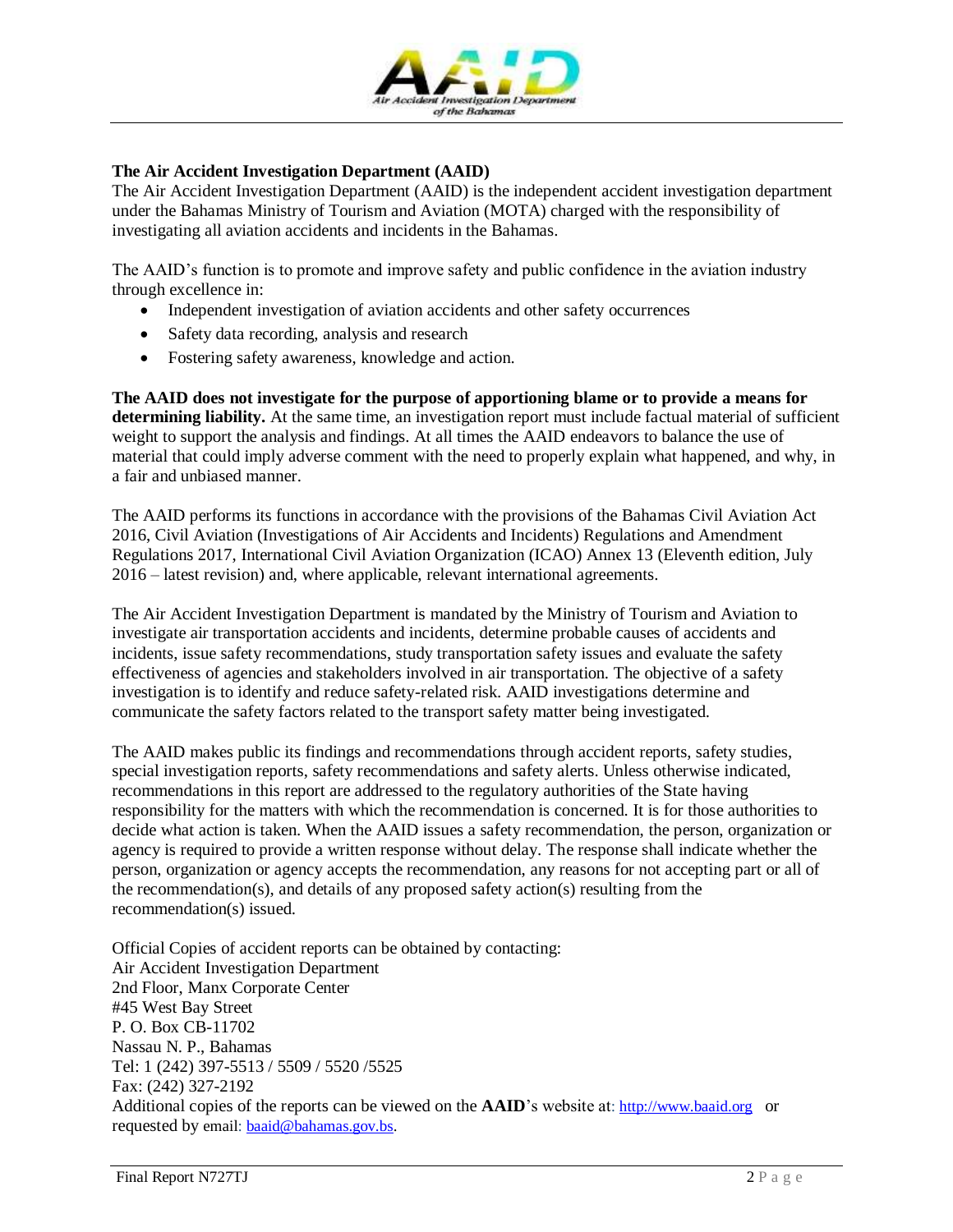## The Air Accident Investigation Department (AAID)

The Air Accident Investigation Department (AAID) is the independent accident investigation department under the Bahamas Ministry of Tourism and Aviation (MOTA) charged with the responsibility of investigating all aviation accidents and incidents in the Bahamas.

The AAID's function is to promote and improve safety and public confidence in the aviation industry through excellence in:

- Independent investigation of aviation accidents and other safety occurrences
- Safety data recording, analysis and research
- Fostering safety awareness, knowledge and action.

**The AAID does not investigate for the purpose of apportioning blame or to provide a means for determining liability.** At the same time, an investigation report must include factual material of sufficient weight to support the analysis and findings. At all times the AAID endeavors to balance the use of material that could imply adverse comment with the need to properly explain what happened, and why, in a fair and unbiased manner.

The AAID performs its functions in accordance with the provisions of the Bahamas Civil Aviation Act 2016, Civil Aviation (Investigations of Air Accidents and Incidents) Regulations and Amendment Regulations 2017, International Civil Aviation Organization (ICAO) Annex 13 (Eleventh edition, July 2016 – latest revision) and, where applicable, relevant international agreements.

The Air Accident Investigation Department is mandated by the Ministry of Tourism and Aviation to investigate air transportation accidents and incidents, determine probable causes of accidents and incidents, issue safety recommendations, study transportation safety issues and evaluate the safety effectiveness of agencies and stakeholders involved in air transportation. The objective of a safety investigation is to identify and reduce safety-related risk. AAID investigations determine and communicate the safety factors related to the transport safety matter being investigated.

The AAID makes public its findings and recommendations through accident reports, safety studies, special investigation reports, safety recommendations and safety alerts. Unless otherwise indicated, recommendations in this report are addressed to the regulatory authorities of the State having responsibility for the matters with which the recommendation is concerned. It is for those authorities to decide what action is taken. When the AAID issues a safety recommendation, the person, organization or agency is required to provide a written response without delay. The response shall indicate whether the person, organization or agency accepts the recommendation, any reasons for not accepting part or all of the recommendation(s), and details of any proposed safety action(s) resulting from the recommendation(s) issued.

Official Copies of accident reports can be obtained by contacting:
Air Accident Investigation Department
2nd Floor, Manx Corporate Center
#45 West Bay Street
P. O. Box CB-11702
Nassau N. P., Bahamas
Tel: 1 (242) 397-5513 / 5509 / 5520 /5525
Fax: (242) 327-2192
Additional copies of the reports can be viewed on the **AAID**'s website at: http://www.baaid.org or requested by email: baaid@bahamas.gov.bs.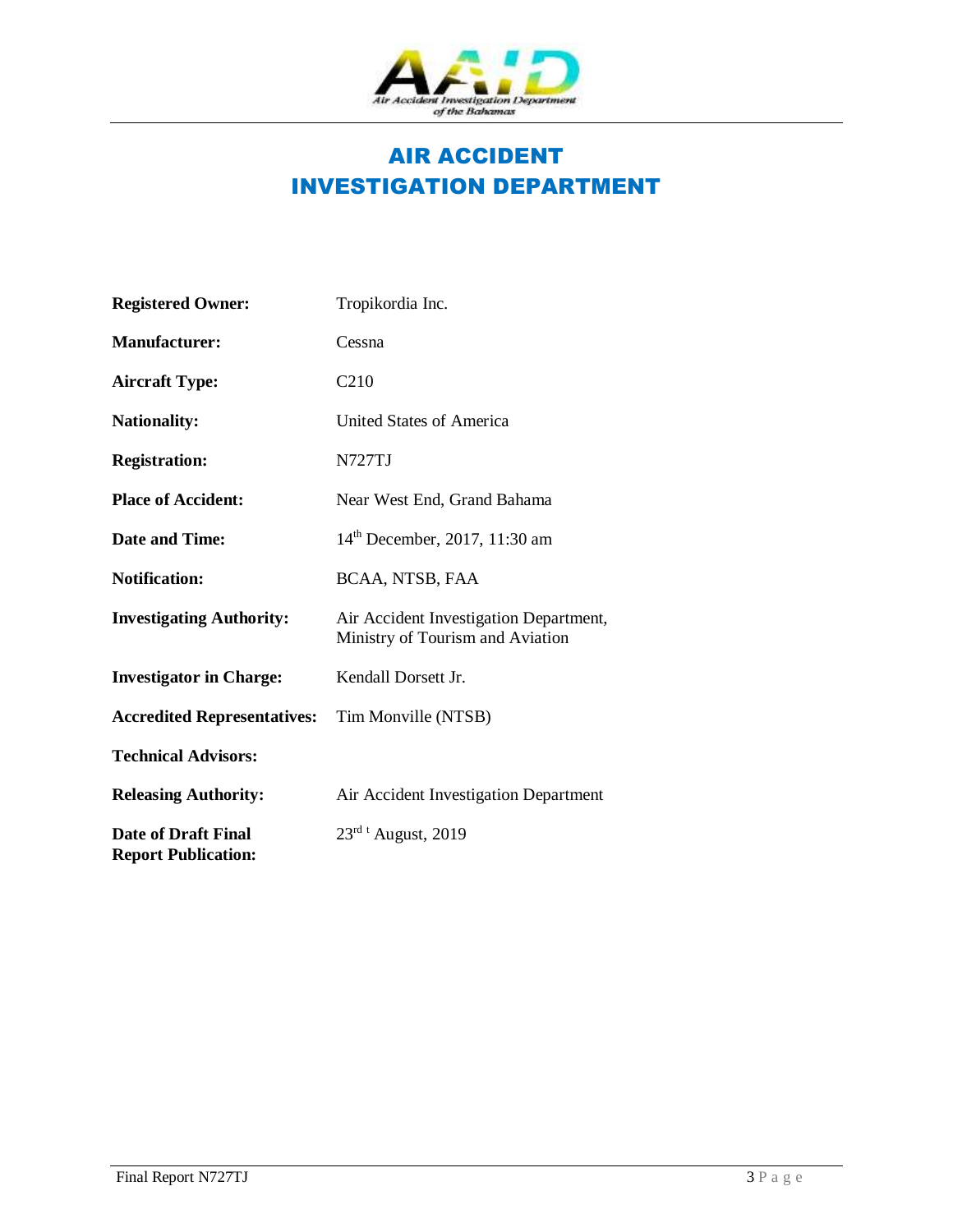# AIR ACCIDENT INVESTIGATION DEPARTMENT

| | |
|---|---|
| **Registered Owner:** | Tropikordia Inc. |
| **Manufacturer:** | Cessna |
| **Aircraft Type:** | C210 |
| **Nationality:** | United States of America |
| **Registration:** | N727TJ |
| **Place of Accident:** | Near West End, Grand Bahama |
| **Date and Time:** | 14th December, 2017, 11:30 am |
| **Notification:** | BCAA, NTSB, FAA |
| **Investigating Authority:** | Air Accident Investigation Department, Ministry of Tourism and Aviation |
| **Investigator in Charge:** | Kendall Dorsett Jr. |
| **Accredited Representatives:** | Tim Monville (NTSB) |
| **Technical Advisors:** | |
| **Releasing Authority:** | Air Accident Investigation Department |
| **Date of Draft Final Report Publication:** | 23rd t August, 2019 |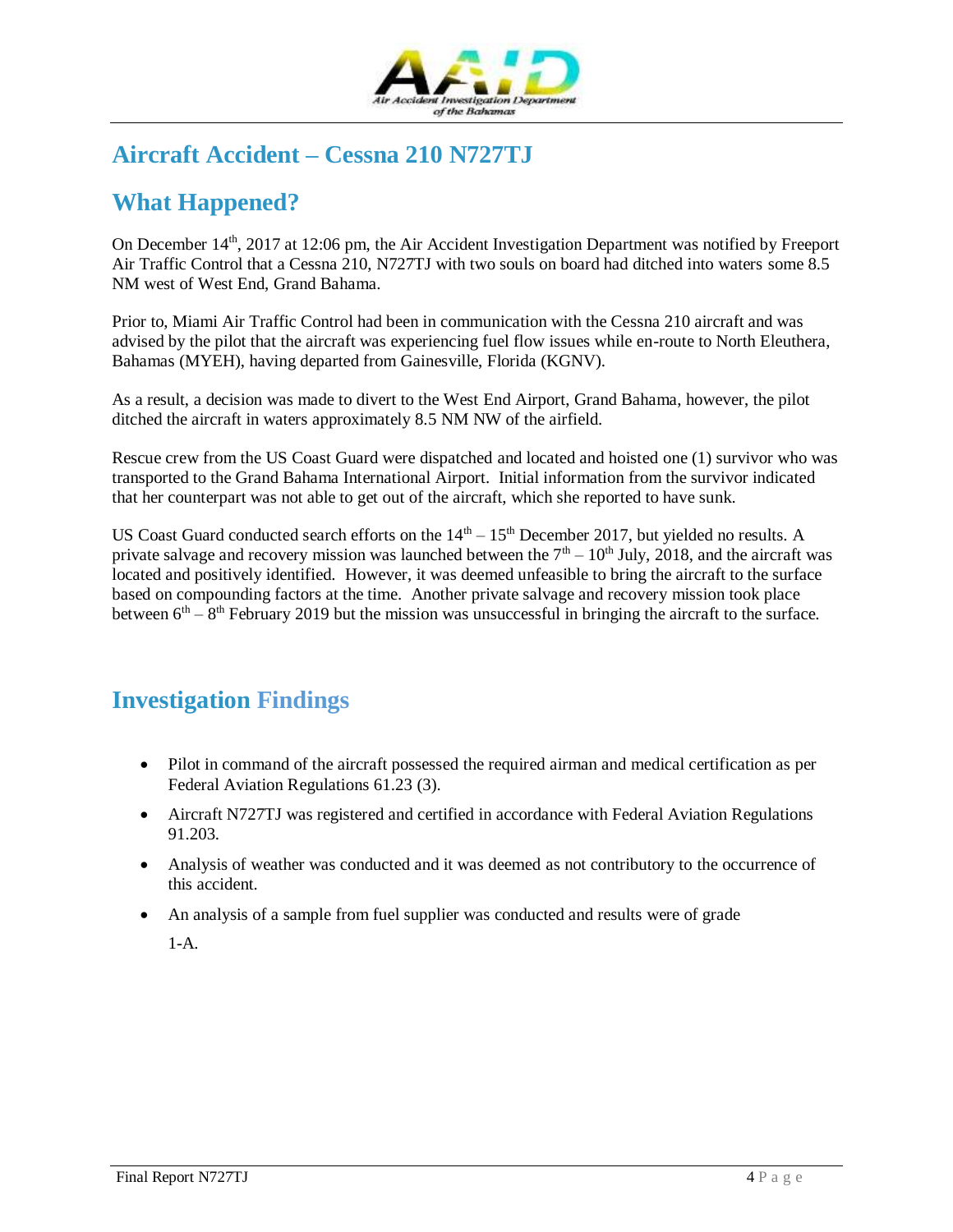## Aircraft Accident – Cessna 210 N727TJ

## What Happened?

On December 14th, 2017 at 12:06 pm, the Air Accident Investigation Department was notified by Freeport Air Traffic Control that a Cessna 210, N727TJ with two souls on board had ditched into waters some 8.5 NM west of West End, Grand Bahama.

Prior to, Miami Air Traffic Control had been in communication with the Cessna 210 aircraft and was advised by the pilot that the aircraft was experiencing fuel flow issues while en-route to North Eleuthera, Bahamas (MYEH), having departed from Gainesville, Florida (KGNV).

As a result, a decision was made to divert to the West End Airport, Grand Bahama, however, the pilot ditched the aircraft in waters approximately 8.5 NM NW of the airfield.

Rescue crew from the US Coast Guard were dispatched and located and hoisted one (1) survivor who was transported to the Grand Bahama International Airport. Initial information from the survivor indicated that her counterpart was not able to get out of the aircraft, which she reported to have sunk.

US Coast Guard conducted search efforts on the 14th – 15th December 2017, but yielded no results. A private salvage and recovery mission was launched between the 7th – 10th July, 2018, and the aircraft was located and positively identified. However, it was deemed unfeasible to bring the aircraft to the surface based on compounding factors at the time. Another private salvage and recovery mission took place between 6th – 8th February 2019 but the mission was unsuccessful in bringing the aircraft to the surface.

## Investigation Findings

- Pilot in command of the aircraft possessed the required airman and medical certification as per Federal Aviation Regulations 61.23 (3).
- Aircraft N727TJ was registered and certified in accordance with Federal Aviation Regulations 91.203.
- Analysis of weather was conducted and it was deemed as not contributory to the occurrence of this accident.
- An analysis of a sample from fuel supplier was conducted and results were of grade 1-A.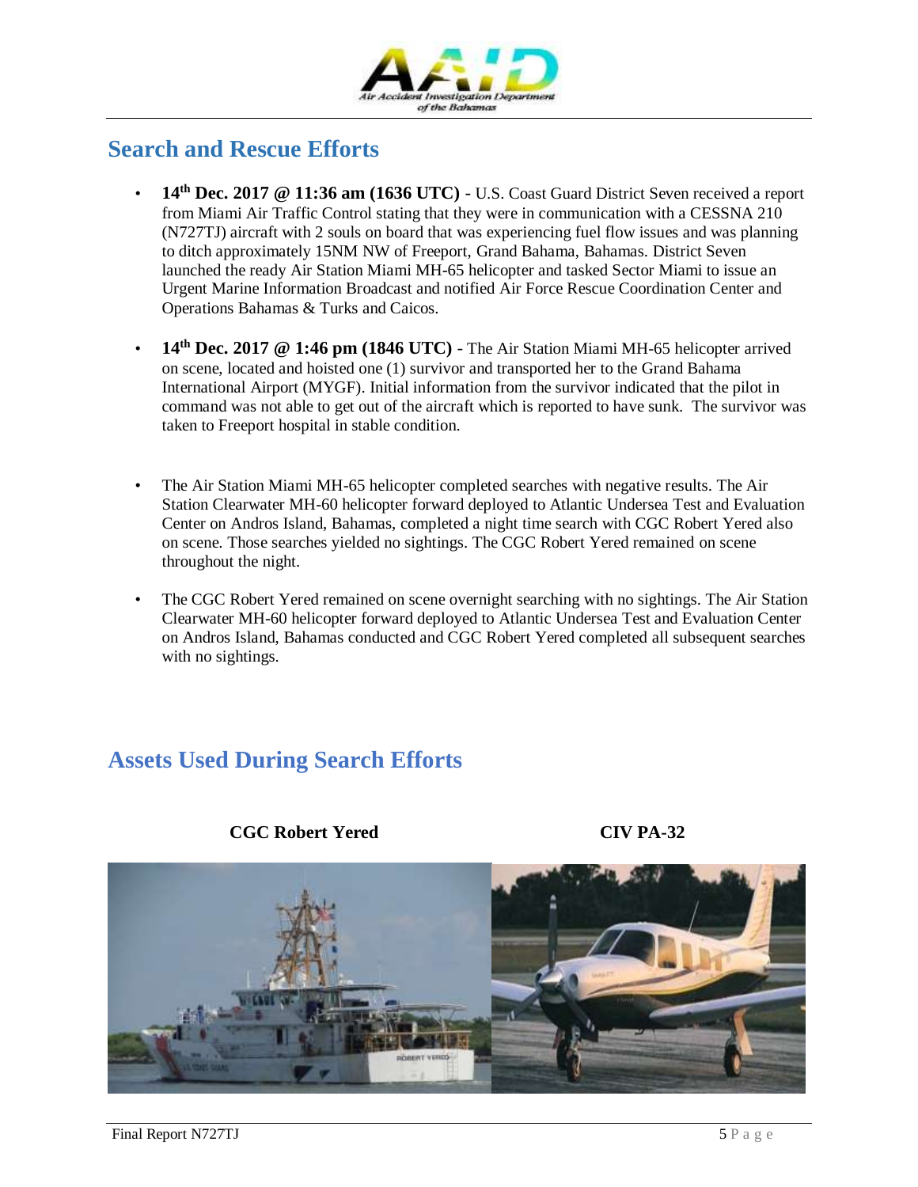## Search and Rescue Efforts

- **14th Dec. 2017 @ 11:36 am (1636 UTC)** - U.S. Coast Guard District Seven received a report from Miami Air Traffic Control stating that they were in communication with a CESSNA 210 (N727TJ) aircraft with 2 souls on board that was experiencing fuel flow issues and was planning to ditch approximately 15NM NW of Freeport, Grand Bahama, Bahamas. District Seven launched the ready Air Station Miami MH-65 helicopter and tasked Sector Miami to issue an Urgent Marine Information Broadcast and notified Air Force Rescue Coordination Center and Operations Bahamas & Turks and Caicos.

- **14th Dec. 2017 @ 1:46 pm (1846 UTC)** - The Air Station Miami MH-65 helicopter arrived on scene, located and hoisted one (1) survivor and transported her to the Grand Bahama International Airport (MYGF). Initial information from the survivor indicated that the pilot in command was not able to get out of the aircraft which is reported to have sunk. The survivor was taken to Freeport hospital in stable condition.

- The Air Station Miami MH-65 helicopter completed searches with negative results. The Air Station Clearwater MH-60 helicopter forward deployed to Atlantic Undersea Test and Evaluation Center on Andros Island, Bahamas, completed a night time search with CGC Robert Yered also on scene. Those searches yielded no sightings. The CGC Robert Yered remained on scene throughout the night.

- The CGC Robert Yered remained on scene overnight searching with no sightings. The Air Station Clearwater MH-60 helicopter forward deployed to Atlantic Undersea Test and Evaluation Center on Andros Island, Bahamas conducted and CGC Robert Yered completed all subsequent searches with no sightings.

## Assets Used During Search Efforts

**CGC Robert Yered**

**CIV PA-32**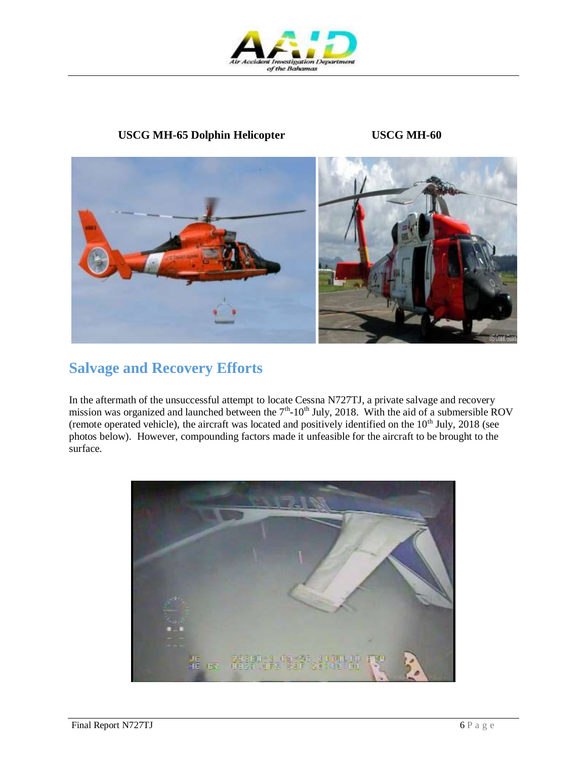**USCG MH-65 Dolphin Helicopter** **USCG MH-60**

## Salvage and Recovery Efforts

In the aftermath of the unsuccessful attempt to locate Cessna N727TJ, a private salvage and recovery mission was organized and launched between the 7th-10th July, 2018. With the aid of a submersible ROV (remote operated vehicle), the aircraft was located and positively identified on the 10th July, 2018 (see photos below). However, compounding factors made it unfeasible for the aircraft to be brought to the surface.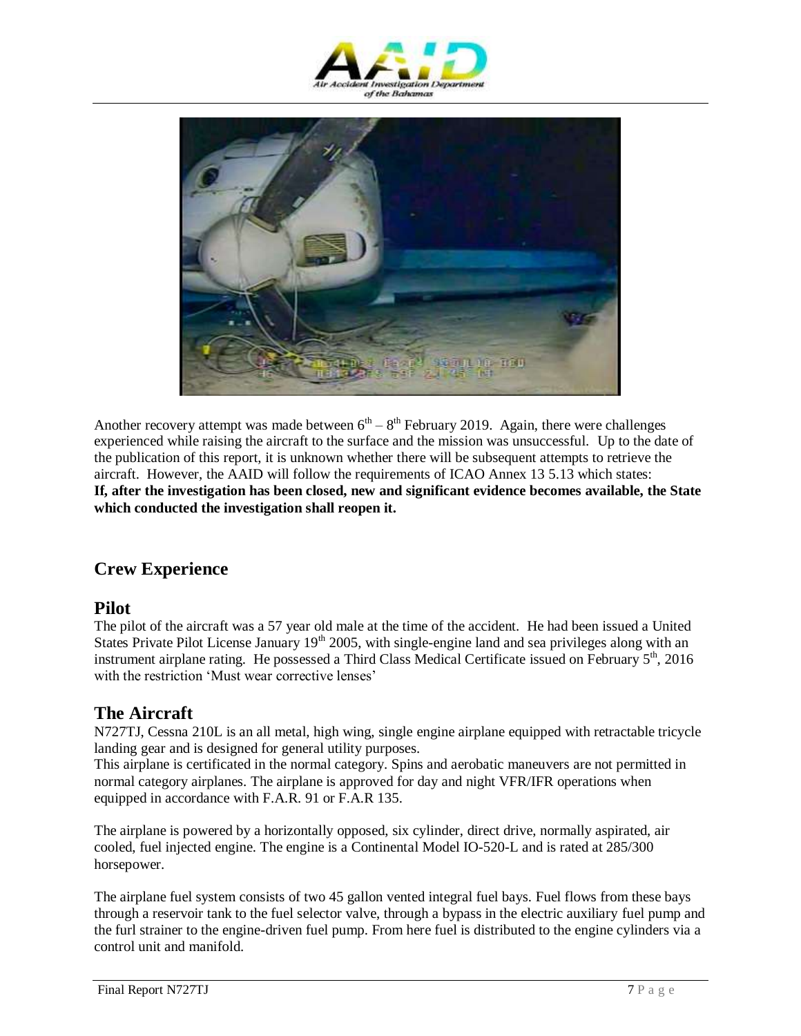Another recovery attempt was made between 6th – 8th February 2019. Again, there were challenges experienced while raising the aircraft to the surface and the mission was unsuccessful. Up to the date of the publication of this report, it is unknown whether there will be subsequent attempts to retrieve the aircraft. However, the AAID will follow the requirements of ICAO Annex 13 5.13 which states: **If, after the investigation has been closed, new and significant evidence becomes available, the State which conducted the investigation shall reopen it.**

## Crew Experience

## Pilot

The pilot of the aircraft was a 57 year old male at the time of the accident. He had been issued a United States Private Pilot License January 19th 2005, with single-engine land and sea privileges along with an instrument airplane rating. He possessed a Third Class Medical Certificate issued on February 5th, 2016 with the restriction 'Must wear corrective lenses'

## The Aircraft

N727TJ, Cessna 210L is an all metal, high wing, single engine airplane equipped with retractable tricycle landing gear and is designed for general utility purposes.
This airplane is certificated in the normal category. Spins and aerobatic maneuvers are not permitted in normal category airplanes. The airplane is approved for day and night VFR/IFR operations when equipped in accordance with F.A.R. 91 or F.A.R 135.

The airplane is powered by a horizontally opposed, six cylinder, direct drive, normally aspirated, air cooled, fuel injected engine. The engine is a Continental Model IO-520-L and is rated at 285/300 horsepower.

The airplane fuel system consists of two 45 gallon vented integral fuel bays. Fuel flows from these bays through a reservoir tank to the fuel selector valve, through a bypass in the electric auxiliary fuel pump and the furl strainer to the engine-driven fuel pump. From here fuel is distributed to the engine cylinders via a control unit and manifold.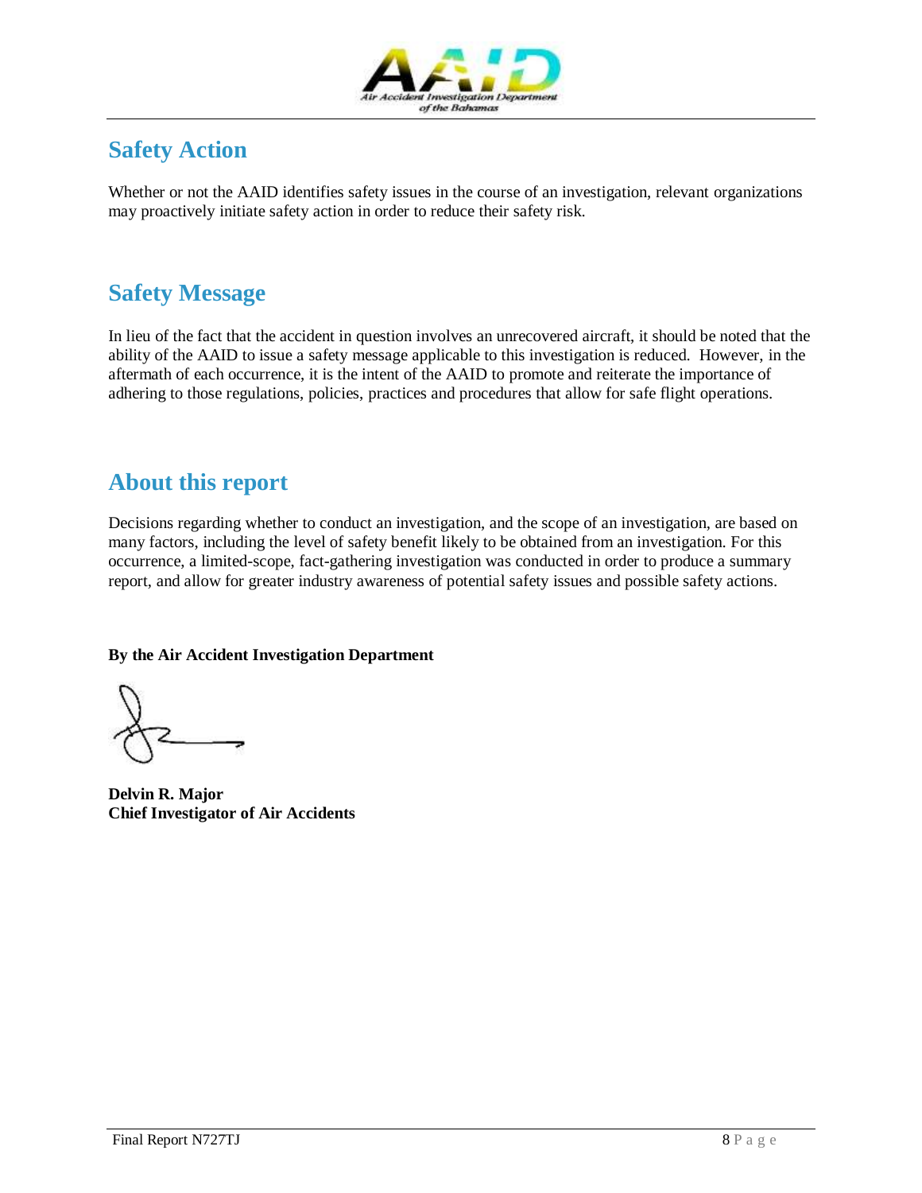## Safety Action

Whether or not the AAID identifies safety issues in the course of an investigation, relevant organizations may proactively initiate safety action in order to reduce their safety risk.

## Safety Message

In lieu of the fact that the accident in question involves an unrecovered aircraft, it should be noted that the ability of the AAID to issue a safety message applicable to this investigation is reduced. However, in the aftermath of each occurrence, it is the intent of the AAID to promote and reiterate the importance of adhering to those regulations, policies, practices and procedures that allow for safe flight operations.

## About this report

Decisions regarding whether to conduct an investigation, and the scope of an investigation, are based on many factors, including the level of safety benefit likely to be obtained from an investigation. For this occurrence, a limited-scope, fact-gathering investigation was conducted in order to produce a summary report, and allow for greater industry awareness of potential safety issues and possible safety actions.

**By the Air Accident Investigation Department**

**Delvin R. Major**
**Chief Investigator of Air Accidents**